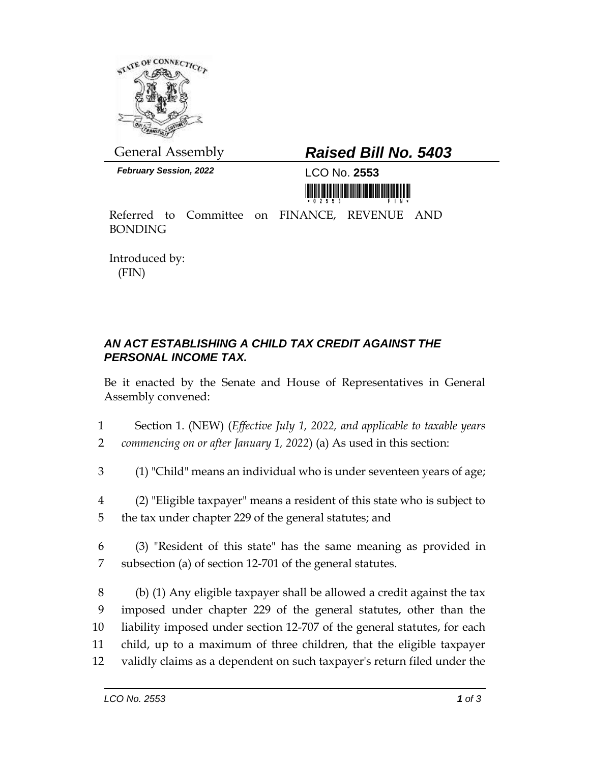General Assembly

***Raised Bill No. 5403***

***February Session, 2022***

LCO No. **2553**

Referred to Committee on FINANCE, REVENUE AND BONDING

Introduced by:
(FIN)

## *AN ACT ESTABLISHING A CHILD TAX CREDIT AGAINST THE PERSONAL INCOME TAX.*

Be it enacted by the Senate and House of Representatives in General Assembly convened:

1 Section 1. (NEW) (*Effective July 1, 2022, and applicable to taxable years*
2 *commencing on or after January 1, 2022*) (a) As used in this section:

3 (1) "Child" means an individual who is under seventeen years of age;

4 (2) "Eligible taxpayer" means a resident of this state who is subject to
5 the tax under chapter 229 of the general statutes; and

6 (3) "Resident of this state" has the same meaning as provided in
7 subsection (a) of section 12-701 of the general statutes.

8 (b) (1) Any eligible taxpayer shall be allowed a credit against the tax
9 imposed under chapter 229 of the general statutes, other than the
10 liability imposed under section 12-707 of the general statutes, for each
11 child, up to a maximum of three children, that the eligible taxpayer
12 validly claims as a dependent on such taxpayer's return filed under the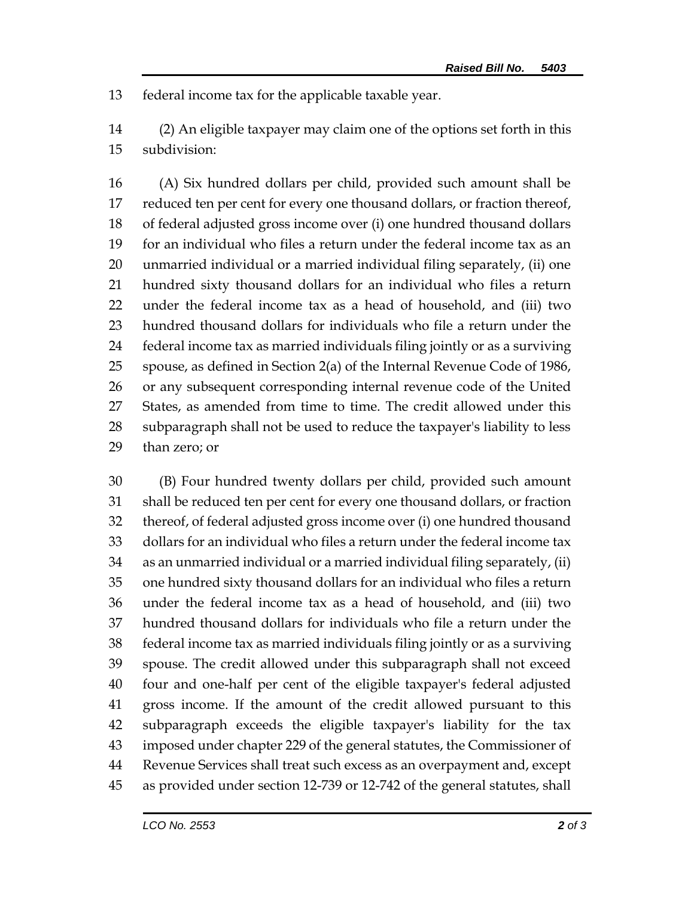federal income tax for the applicable taxable year.

(2) An eligible taxpayer may claim one of the options set forth in this subdivision:

(A) Six hundred dollars per child, provided such amount shall be reduced ten per cent for every one thousand dollars, or fraction thereof, of federal adjusted gross income over (i) one hundred thousand dollars for an individual who files a return under the federal income tax as an unmarried individual or a married individual filing separately, (ii) one hundred sixty thousand dollars for an individual who files a return under the federal income tax as a head of household, and (iii) two hundred thousand dollars for individuals who file a return under the federal income tax as married individuals filing jointly or as a surviving spouse, as defined in Section 2(a) of the Internal Revenue Code of 1986, or any subsequent corresponding internal revenue code of the United States, as amended from time to time. The credit allowed under this subparagraph shall not be used to reduce the taxpayer's liability to less than zero; or

(B) Four hundred twenty dollars per child, provided such amount shall be reduced ten per cent for every one thousand dollars, or fraction thereof, of federal adjusted gross income over (i) one hundred thousand dollars for an individual who files a return under the federal income tax as an unmarried individual or a married individual filing separately, (ii) one hundred sixty thousand dollars for an individual who files a return under the federal income tax as a head of household, and (iii) two hundred thousand dollars for individuals who file a return under the federal income tax as married individuals filing jointly or as a surviving spouse. The credit allowed under this subparagraph shall not exceed four and one-half per cent of the eligible taxpayer's federal adjusted gross income. If the amount of the credit allowed pursuant to this subparagraph exceeds the eligible taxpayer's liability for the tax imposed under chapter 229 of the general statutes, the Commissioner of Revenue Services shall treat such excess as an overpayment and, except as provided under section 12-739 or 12-742 of the general statutes, shall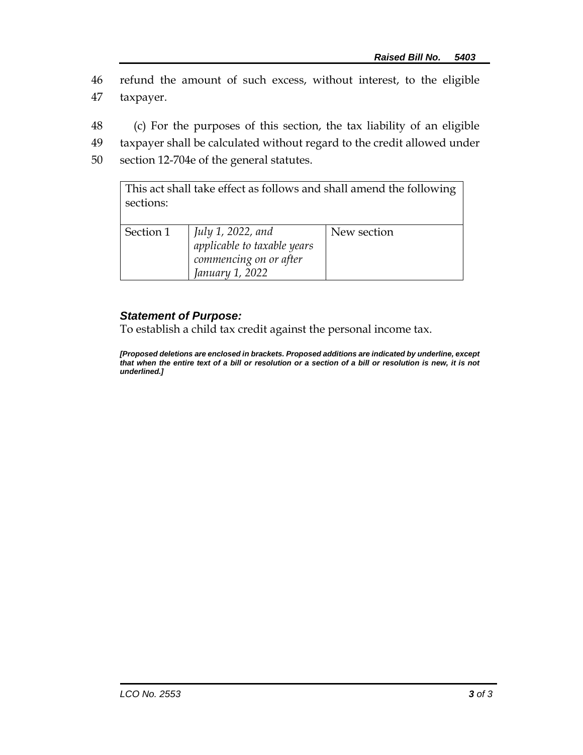46 refund the amount of such excess, without interest, to the eligible
47 taxpayer.

48 (c) For the purposes of this section, the tax liability of an eligible
49 taxpayer shall be calculated without regard to the credit allowed under
50 section 12-704e of the general statutes.

| This act shall take effect as follows and shall amend the following sections: | | |
|---|---|---|
| Section 1 | *July 1, 2022, and applicable to taxable years commencing on or after January 1, 2022* | New section |

### *Statement of Purpose:*

To establish a child tax credit against the personal income tax.

***[Proposed deletions are enclosed in brackets. Proposed additions are indicated by underline, except that when the entire text of a bill or resolution or a section of a bill or resolution is new, it is not underlined.]***